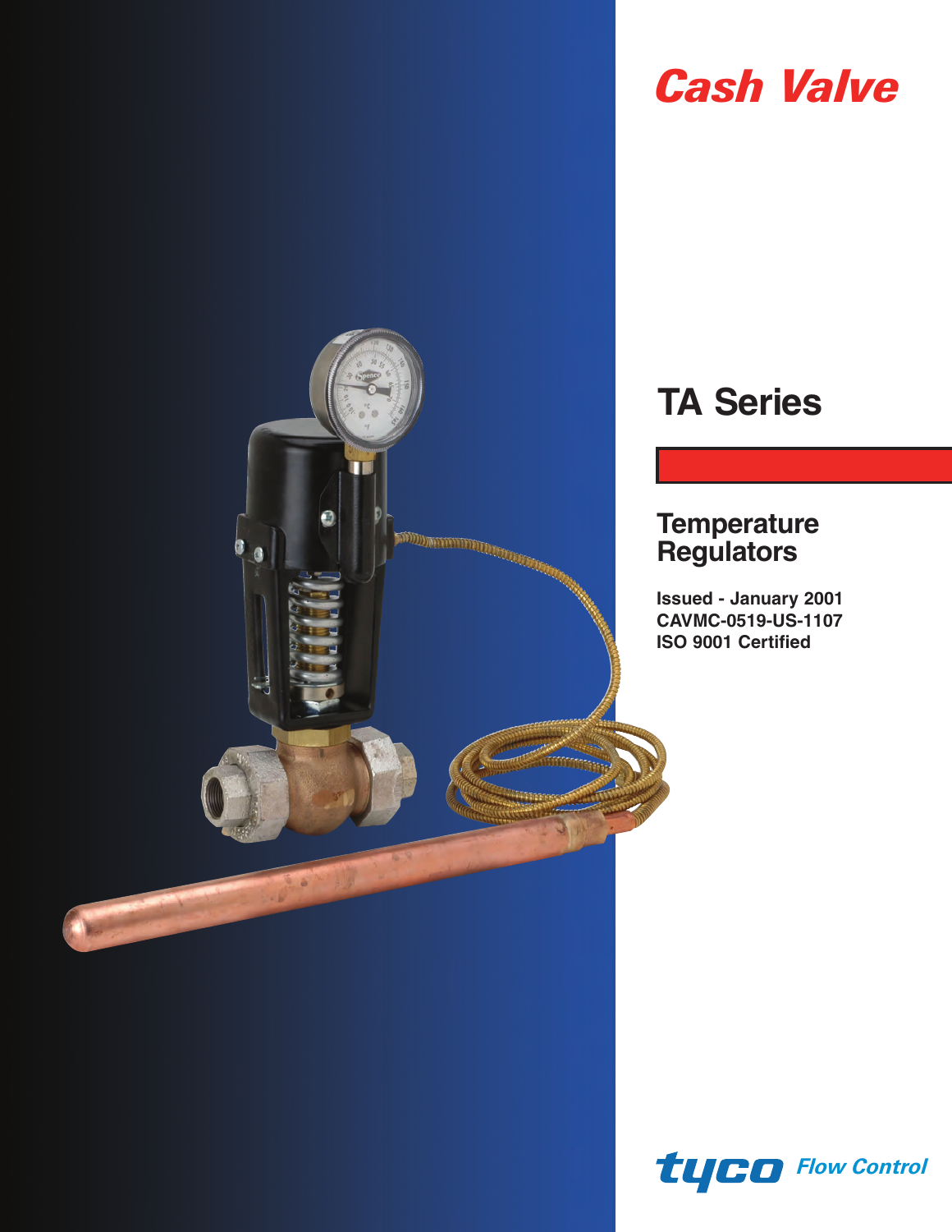# Cash Valve

# TA Series

## Temperature Regulators

**Issued - January 2001**
**CAVMC-0519-US-1107**
**ISO 9001 Certified**

tyco Flow Control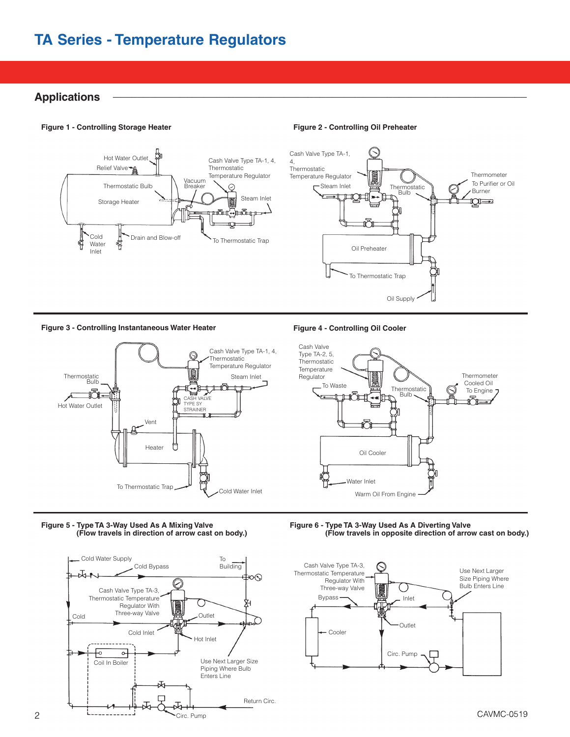# TA Series - Temperature Regulators

## Applications

**Figure 1 - Controlling Storage Heater**

Hot Water Outlet
Relief Valve
Cash Valve Type TA-1, 4, Thermostatic Temperature Regulator
Vacuum Breaker
Thermostatic Bulb
Storage Heater
Steam Inlet
Cold Water Inlet
Drain and Blow-off
To Thermostatic Trap

**Figure 2 - Controlling Oil Preheater**

Cash Valve Type TA-1, 4, Thermostatic Temperature Regulator
Steam Inlet
Thermostatic Bulb
Thermometer
To Purifier or Oil Burner
Oil Preheater
To Thermostatic Trap
Oil Supply

**Figure 3 - Controlling Instantaneous Water Heater**

Cash Valve Type TA-1, 4, Thermostatic Temperature Regulator
Thermostatic Bulb
Steam Inlet
Hot Water Outlet
CASH VALVE TYPE SY STRAINER
Vent
Heater
To Thermostatic Trap
Cold Water Inlet

**Figure 4 - Controlling Oil Cooler**

Cash Valve Type TA-2, 5, Thermostatic Temperature Regulator
To Waste
Thermostatic Bulb
Thermometer
Cooled Oil To Engine
Oil Cooler
Water Inlet
Warm Oil From Engine

**Figure 5 - Type TA 3-Way Used As A Mixing Valve (Flow travels in direction of arrow cast on body.)**

Cold Water Supply
Cold Bypass
To Building
Cash Valve Type TA-3, Thermostatic Temperature Regulator With Three-way Valve
Cold
Outlet
Cold Inlet
Hot Inlet
Coil In Boiler
Use Next Larger Size Piping Where Bulb Enters Line
Return Circ.
Circ. Pump

**Figure 6 - Type TA 3-Way Used As A Diverting Valve (Flow travels in opposite direction of arrow cast on body.)**

Cash Valve Type TA-3, Thermostatic Temperature Regulator With Three-way Valve
Use Next Larger Size Piping Where Bulb Enters Line
Bypass
Inlet
Outlet
Cooler
Circ. Pump

CAVMC-0519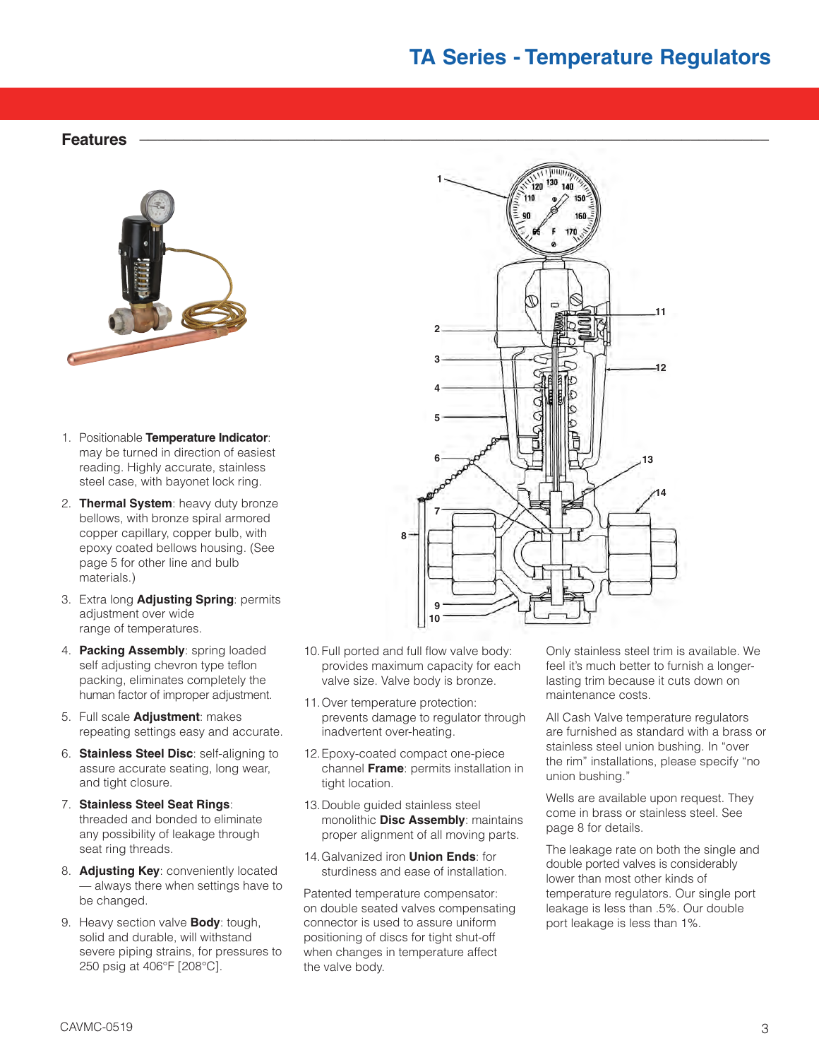# TA Series - Temperature Regulators

## Features

1. Positionable **Temperature Indicator**: may be turned in direction of easiest reading. Highly accurate, stainless steel case, with bayonet lock ring.
2. **Thermal System**: heavy duty bronze bellows, with bronze spiral armored copper capillary, copper bulb, with epoxy coated bellows housing. (See page 5 for other line and bulb materials.)
3. Extra long **Adjusting Spring**: permits adjustment over wide range of temperatures.
4. **Packing Assembly**: spring loaded self adjusting chevron type teflon packing, eliminates completely the human factor of improper adjustment.
5. Full scale **Adjustment**: makes repeating settings easy and accurate.
6. **Stainless Steel Disc**: self-aligning to assure accurate seating, long wear, and tight closure.
7. **Stainless Steel Seat Rings**: threaded and bonded to eliminate any possibility of leakage through seat ring threads.
8. **Adjusting Key**: conveniently located — always there when settings have to be changed.
9. Heavy section valve **Body**: tough, solid and durable, will withstand severe piping strains, for pressures to 250 psig at 406°F [208°C].
10. Full ported and full flow valve body: provides maximum capacity for each valve size. Valve body is bronze.
11. Over temperature protection: prevents damage to regulator through inadvertent over-heating.
12. Epoxy-coated compact one-piece channel **Frame**: permits installation in tight location.
13. Double guided stainless steel monolithic **Disc Assembly**: maintains proper alignment of all moving parts.
14. Galvanized iron **Union Ends**: for sturdiness and ease of installation.

Patented temperature compensator: on double seated valves compensating connector is used to assure uniform positioning of discs for tight shut-off when changes in temperature affect the valve body.

Only stainless steel trim is available. We feel it's much better to furnish a longer-lasting trim because it cuts down on maintenance costs.

All Cash Valve temperature regulators are furnished as standard with a brass or stainless steel union bushing. In "over the rim" installations, please specify "no union bushing."

Wells are available upon request. They come in brass or stainless steel. See page 8 for details.

The leakage rate on both the single and double ported valves is considerably lower than most other kinds of temperature regulators. Our single port leakage is less than .5%. Our double port leakage is less than 1%.

CAVMC-0519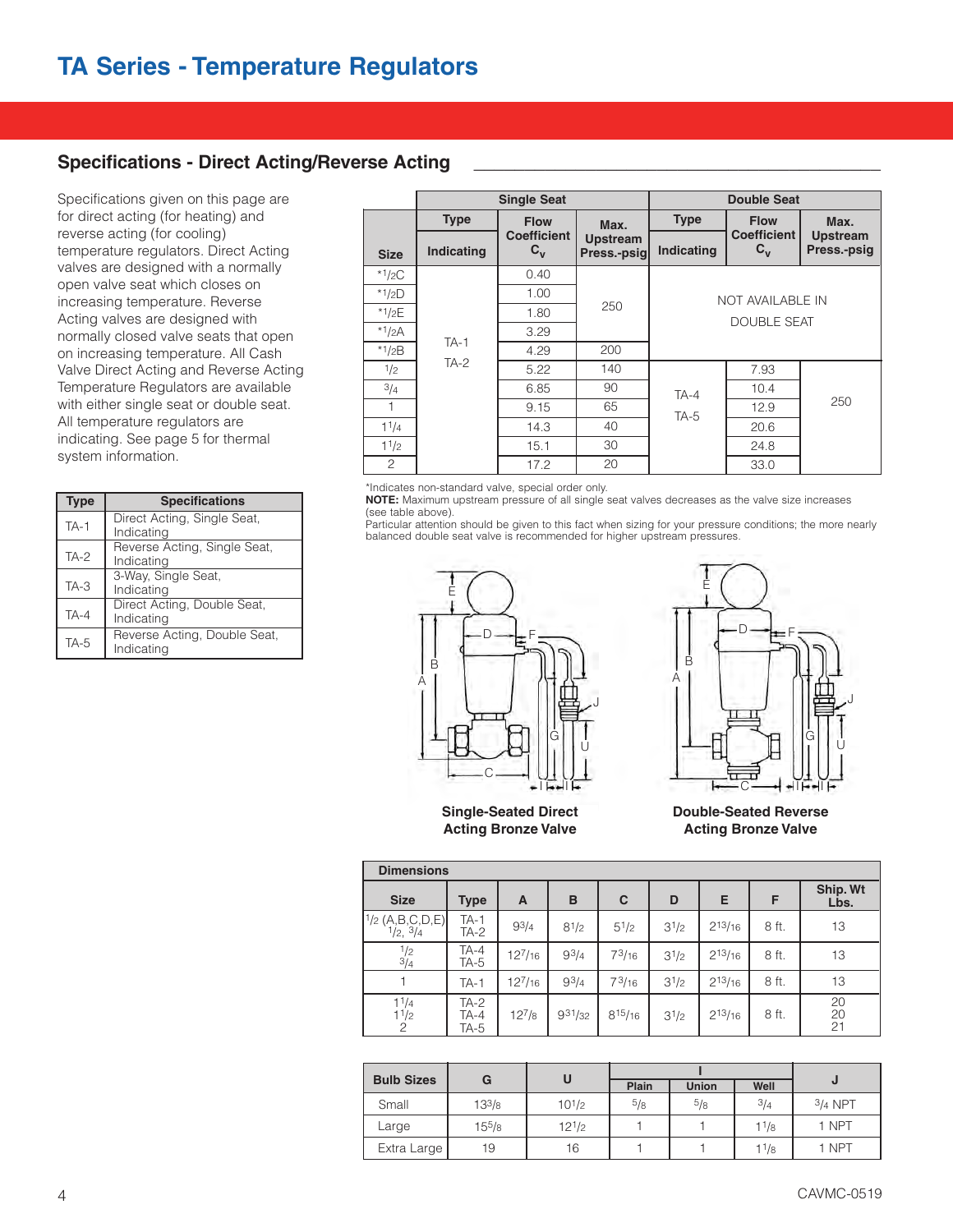# TA Series - Temperature Regulators

## Specifications - Direct Acting/Reverse Acting

Specifications given on this page are for direct acting (for heating) and reverse acting (for cooling) temperature regulators. Direct Acting valves are designed with a normally open valve seat which closes on increasing temperature. Reverse Acting valves are designed with normally closed valve seats that open on increasing temperature. All Cash Valve Direct Acting and Reverse Acting Temperature Regulators are available with either single seat or double seat. All temperature regulators are indicating. See page 5 for thermal system information.

| Type | Specifications |
|---|---|
| TA-1 | Direct Acting, Single Seat, Indicating |
| TA-2 | Reverse Acting, Single Seat, Indicating |
| TA-3 | 3-Way, Single Seat, Indicating |
| TA-4 | Direct Acting, Double Seat, Indicating |
| TA-5 | Reverse Acting, Double Seat, Indicating |

| | Single Seat | | | Double Seat | | |
|---|---|---|---|---|---|---|
| Size | Type Indicating | Flow Coefficient $C_v$ | Max. Upstream Press.-psig | Type Indicating | Flow Coefficient $C_v$ | Max. Upstream Press.-psig |
| *1/2C | TA-1 TA-2 | 0.40 | 250 | NOT AVAILABLE IN DOUBLE SEAT | | |
| *1/2D | | 1.00 | 250 | | | |
| *1/2E | | 1.80 | 250 | | | |
| *1/2A | | 3.29 | 250 | | | |
| *1/2B | | 4.29 | 200 | | | |
| 1/2 | | 5.22 | 140 | TA-4 TA-5 | 7.93 | 250 |
| 3/4 | | 6.85 | 90 | | 10.4 | |
| 1 | | 9.15 | 65 | | 12.9 | |
| 1 1/4 | | 14.3 | 40 | | 20.6 | |
| 1 1/2 | | 15.1 | 30 | | 24.8 | |
| 2 | | 17.2 | 20 | | 33.0 | |

*Indicates non-standard valve, special order only.
**NOTE:** Maximum upstream pressure of all single seat valves decreases as the valve size increases (see table above).
Particular attention should be given to this fact when sizing for your pressure conditions; the more nearly balanced double seat valve is recommended for higher upstream pressures.

**Single-Seated Direct Acting Bronze Valve**

**Double-Seated Reverse Acting Bronze Valve**

**Dimensions**

| Size | Type | A | B | C | D | E | F | Ship. Wt Lbs. |
|---|---|---|---|---|---|---|---|---|
| 1/2 (A,B,C,D,E) 1/2, 3/4 | TA-1 TA-2 | 9 3/4 | 8 1/2 | 5 1/2 | 3 1/2 | 2 13/16 | 8 ft. | 13 |
| 1/2 3/4 | TA-4 TA-5 | 12 7/16 | 9 3/4 | 7 3/16 | 3 1/2 | 2 13/16 | 8 ft. | 13 |
| 1 | TA-1 | 12 7/16 | 9 3/4 | 7 3/16 | 3 1/2 | 2 13/16 | 8 ft. | 13 |
| 1 1/4 1 1/2 2 | TA-2 TA-4 TA-5 | 12 7/8 | 9 31/32 | 8 15/16 | 3 1/2 | 2 13/16 | 8 ft. | 20 20 21 |

| Bulb Sizes | G | U | I Plain | I Union | I Well | J |
|---|---|---|---|---|---|---|
| Small | 13 3/8 | 10 1/2 | 5/8 | 5/8 | 3/4 | 3/4 NPT |
| Large | 15 5/8 | 12 1/2 | 1 | 1 | 1 1/8 | 1 NPT |
| Extra Large | 19 | 16 | 1 | 1 | 1 1/8 | 1 NPT |

CAVMC-0519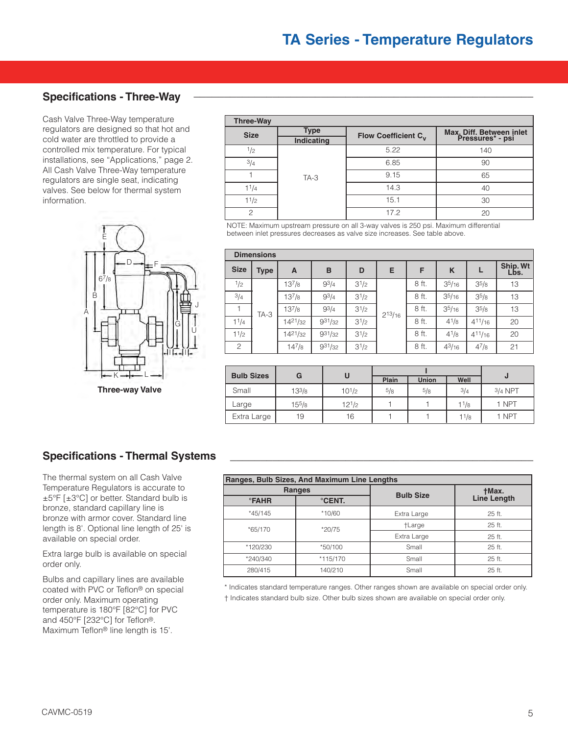## Specifications - Three-Way

Cash Valve Three-Way temperature regulators are designed so that hot and cold water are throttled to provide a controlled mix temperature. For typical installations, see "Applications," page 2. All Cash Valve Three-Way temperature regulators are single seat, indicating valves. See below for thermal system information.

Three-way Valve

| Three-Way | | | |
|---|---|---|---|
| Size | Type Indicating | Flow Coefficient $C_v$ | Max. Diff. Between inlet Pressures* - psi |
| 1/2 | TA-3 | 5.22 | 140 |
| 3/4 | | 6.85 | 90 |
| 1 | | 9.15 | 65 |
| 1 1/4 | | 14.3 | 40 |
| 1 1/2 | | 15.1 | 30 |
| 2 | | 17.2 | 20 |

NOTE: Maximum upstream pressure on all 3-way valves is 250 psi. Maximum differential between inlet pressures decreases as valve size increases. See table above.

| Dimensions | | | | | | | | | |
|---|---|---|---|---|---|---|---|---|---|
| Size | Type | A | B | D | E | F | K | L | Ship. Wt Lbs. |
| 1/2 | TA-3 | 13 7/8 | 9 3/4 | 3 1/2 | 2 13/16 | 8 ft. | 3 5/16 | 3 5/8 | 13 |
| 3/4 | | 13 7/8 | 9 3/4 | 3 1/2 | | 8 ft. | 3 5/16 | 3 5/8 | 13 |
| 1 | | 13 7/8 | 9 3/4 | 3 1/2 | | 8 ft. | 3 5/16 | 3 5/8 | 13 |
| 1 1/4 | | 14 21/32 | 9 31/32 | 3 1/2 | | 8 ft. | 4 1/8 | 4 11/16 | 20 |
| 1 1/2 | | 14 21/32 | 9 31/32 | 3 1/2 | | 8 ft. | 4 1/8 | 4 11/16 | 20 |
| 2 | | 14 7/8 | 9 31/32 | 3 1/2 | | 8 ft. | 4 3/16 | 4 7/8 | 21 |

| Bulb Sizes | G | U | I | | | J |
|---|---|---|---|---|---|---|
| | | | Plain | Union | Well | |
| Small | 13 3/8 | 10 1/2 | 5/8 | 5/8 | 3/4 | 3/4 NPT |
| Large | 15 5/8 | 12 1/2 | 1 | 1 | 1 1/8 | 1 NPT |
| Extra Large | 19 | 16 | 1 | 1 | 1 1/8 | 1 NPT |

## Specifications - Thermal Systems

The thermal system on all Cash Valve Temperature Regulators is accurate to ±5°F [±3°C] or better. Standard bulb is bronze, standard capillary line is bronze with armor cover. Standard line length is 8'. Optional line length of 25' is available on special order.

Extra large bulb is available on special order only.

Bulbs and capillary lines are available coated with PVC or Teflon® on special order only. Maximum operating temperature is 180°F [82°C] for PVC and 450°F [232°C] for Teflon®. Maximum Teflon® line length is 15'.

| Ranges, Bulb Sizes, And Maximum Line Lengths | | | |
|---|---|---|---|
| Ranges | | Bulb Size | †Max. Line Length |
| °FAHR | °CENT. | | |
| *45/145 | *10/60 | Extra Large | 25 ft. |
| *65/170 | *20/75 | †Large | 25 ft. |
| | | Extra Large | 25 ft. |
| *120/230 | *50/100 | Small | 25 ft. |
| *240/340 | *115/170 | Small | 25 ft. |
| 280/415 | 140/210 | Small | 25 ft. |

* Indicates standard temperature ranges. Other ranges shown are available on special order only.
† Indicates standard bulb size. Other bulb sizes shown are available on special order only.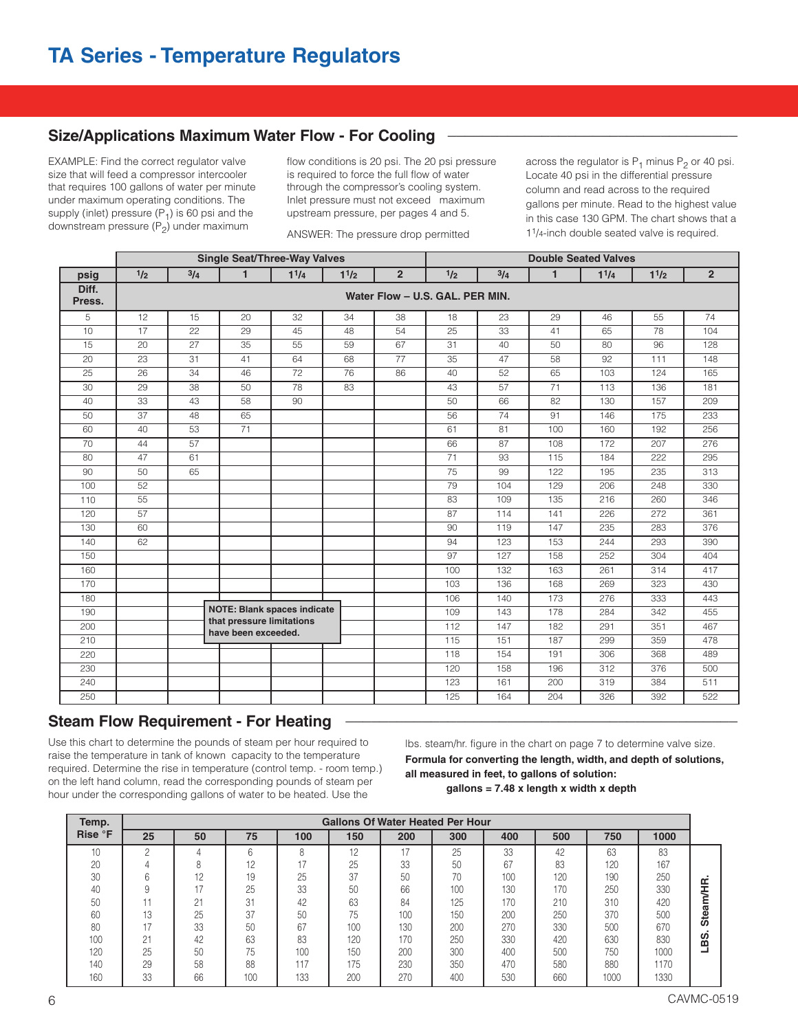# TA Series - Temperature Regulators

## Size/Applications Maximum Water Flow - For Cooling

EXAMPLE: Find the correct regulator valve size that will feed a compressor intercooler that requires 100 gallons of water per minute under maximum operating conditions. The supply (inlet) pressure ($P_1$) is 60 psi and the downstream pressure ($P_2$) under maximum flow conditions is 20 psi. The 20 psi pressure is required to force the full flow of water through the compressor's cooling system. Inlet pressure must not exceed maximum upstream pressure, per pages 4 and 5.

ANSWER: The pressure drop permitted across the regulator is $P_1$ minus $P_2$ or 40 psi. Locate 40 psi in the differential pressure column and read across to the required gallons per minute. Read to the highest value in this case 130 GPM. The chart shows that a 1-1/4-inch double seated valve is required.

| | Single Seat/Three-Way Valves | | | | | | Double Seated Valves | | | | | |
|---|---|---|---|---|---|---|---|---|---|---|---|---|
| psig | 1/2 | 3/4 | 1 | 1-1/4 | 1-1/2 | 2 | 1/2 | 3/4 | 1 | 1-1/4 | 1-1/2 | 2 |
| Diff. Press. | Water Flow – U.S. GAL. PER MIN. | | | | | | | | | | | |
| 5 | 12 | 15 | 20 | 32 | 34 | 38 | 18 | 23 | 29 | 46 | 55 | 74 |
| 10 | 17 | 22 | 29 | 45 | 48 | 54 | 25 | 33 | 41 | 65 | 78 | 104 |
| 15 | 20 | 27 | 35 | 55 | 59 | 67 | 31 | 40 | 50 | 80 | 96 | 128 |
| 20 | 23 | 31 | 41 | 64 | 68 | 77 | 35 | 47 | 58 | 92 | 111 | 148 |
| 25 | 26 | 34 | 46 | 72 | 76 | 86 | 40 | 52 | 65 | 103 | 124 | 165 |
| 30 | 29 | 38 | 50 | 78 | 83 | | 43 | 57 | 71 | 113 | 136 | 181 |
| 40 | 33 | 43 | 58 | 90 | | | 50 | 66 | 82 | 130 | 157 | 209 |
| 50 | 37 | 48 | 65 | | | | 56 | 74 | 91 | 146 | 175 | 233 |
| 60 | 40 | 53 | 71 | | | | 61 | 81 | 100 | 160 | 192 | 256 |
| 70 | 44 | 57 | | | | | 66 | 87 | 108 | 172 | 207 | 276 |
| 80 | 47 | 61 | | | | | 71 | 93 | 115 | 184 | 222 | 295 |
| 90 | 50 | 65 | | | | | 75 | 99 | 122 | 195 | 235 | 313 |
| 100 | 52 | | | | | | 79 | 104 | 129 | 206 | 248 | 330 |
| 110 | 55 | | | | | | 83 | 109 | 135 | 216 | 260 | 346 |
| 120 | 57 | | | | | | 87 | 114 | 141 | 226 | 272 | 361 |
| 130 | 60 | | | | | | 90 | 119 | 147 | 235 | 283 | 376 |
| 140 | 62 | | | | | | 94 | 123 | 153 | 244 | 293 | 390 |
| 150 | | | | | | | 97 | 127 | 158 | 252 | 304 | 404 |
| 160 | | | | | | | 100 | 132 | 163 | 261 | 314 | 417 |
| 170 | | | | | | | 103 | 136 | 168 | 269 | 323 | 430 |
| 180 | | | | | | | 106 | 140 | 173 | 276 | 333 | 443 |
| 190 | | | | | | | 109 | 143 | 178 | 284 | 342 | 455 |
| 200 | | | | | | | 112 | 147 | 182 | 291 | 351 | 467 |
| 210 | | | | | | | 115 | 151 | 187 | 299 | 359 | 478 |
| 220 | | | | | | | 118 | 154 | 191 | 306 | 368 | 489 |
| 230 | | | | | | | 120 | 158 | 196 | 312 | 376 | 500 |
| 240 | | | | | | | 123 | 161 | 200 | 319 | 384 | 511 |
| 250 | | | | | | | 125 | 164 | 204 | 326 | 392 | 522 |

**NOTE: Blank spaces indicate that pressure limitations have been exceeded.**

## Steam Flow Requirement - For Heating

Use this chart to determine the pounds of steam per hour required to raise the temperature in tank of known capacity to the temperature required. Determine the rise in temperature (control temp. - room temp.) on the left hand column, read the corresponding pounds of steam per hour under the corresponding gallons of water to be heated. Use the lbs. steam/hr. figure in the chart on page 7 to determine valve size.

**Formula for converting the length, width, and depth of solutions, all measured in feet, to gallons of solution:**

**gallons = 7.48 x length x width x depth**

| Temp. Rise °F | Gallons Of Water Heated Per Hour | | | | | | | | | | |
|---|---|---|---|---|---|---|---|---|---|---|---|
| | 25 | 50 | 75 | 100 | 150 | 200 | 300 | 400 | 500 | 750 | 1000 |
| | LBS. Steam/HR. | | | | | | | | | | |
| 10 | 2 | 4 | 6 | 8 | 12 | 17 | 25 | 33 | 42 | 63 | 83 |
| 20 | 4 | 8 | 12 | 17 | 25 | 33 | 50 | 67 | 83 | 120 | 167 |
| 30 | 6 | 12 | 19 | 25 | 37 | 50 | 70 | 100 | 120 | 190 | 250 |
| 40 | 9 | 17 | 25 | 33 | 50 | 66 | 100 | 130 | 170 | 250 | 330 |
| 50 | 11 | 21 | 31 | 42 | 63 | 84 | 125 | 170 | 210 | 310 | 420 |
| 60 | 13 | 25 | 37 | 50 | 75 | 100 | 150 | 200 | 250 | 370 | 500 |
| 80 | 17 | 33 | 50 | 67 | 100 | 130 | 200 | 270 | 330 | 500 | 670 |
| 100 | 21 | 42 | 63 | 83 | 120 | 170 | 250 | 330 | 420 | 630 | 830 |
| 120 | 25 | 50 | 75 | 100 | 150 | 200 | 300 | 400 | 500 | 750 | 1000 |
| 140 | 29 | 58 | 88 | 117 | 175 | 230 | 350 | 470 | 580 | 880 | 1170 |
| 160 | 33 | 66 | 100 | 133 | 200 | 270 | 400 | 530 | 660 | 1000 | 1330 |

CAVMC-0519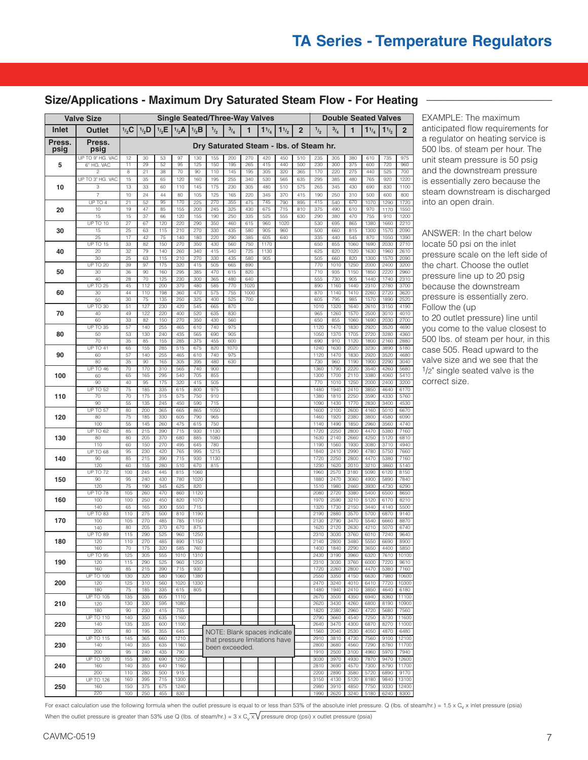## Size/Applications - Maximum Dry Saturated Steam Flow - For Heating

| Valve Size | | Single Seated/Three-Way Valves | | | | | | | | | | | Double Seated Valves | | | | | |
|---|---|---|---|---|---|---|---|---|---|---|---|---|---|---|---|---|---|---|
| Inlet | Outlet | 1/2C | 1/2D | 1/2E | 1/2A | 1/2B | 1/2 | 3/4 | 1 | 1 1/4 | 1 1/2 | 2 | 1/2 | 3/4 | 1 | 1 1/4 | 1 1/2 | 2 |
| Press. psig | Press. psig | Dry Saturated Steam - lbs. of Steam hr. | | | | | | | | | | | | | | | | |
| 5 | UP TO 9" HG. VAC | 12 | 30 | 53 | 97 | 130 | 155 | 200 | 270 | 420 | 450 | 510 | 235 | 305 | 380 | 610 | 735 | 975 |
| | 6" HG. VAC | 11 | 29 | 52 | 95 | 125 | 150 | 195 | 265 | 415 | 440 | 500 | 230 | 300 | 375 | 600 | 720 | 960 |
| | 2 | 8 | 21 | 38 | 70 | 90 | 110 | 145 | 195 | 305 | 320 | 365 | 170 | 220 | 275 | 440 | 525 | 700 |
| 10 | UP TO 3" HG. VAC | 15 | 35 | 65 | 120 | 160 | 195 | 255 | 340 | 530 | 565 | 635 | 295 | 385 | 480 | 765 | 920 | 1220 |
| | 3 | 13 | 33 | 60 | 110 | 145 | 175 | 230 | 305 | 480 | 510 | 575 | 265 | 345 | 430 | 690 | 830 | 1100 |
| | 7 | 10 | 24 | 44 | 80 | 105 | 125 | 165 | 220 | 345 | 370 | 415 | 190 | 250 | 310 | 500 | 600 | 800 |
| 20 | UP TO 4 | 21 | 52 | 95 | 170 | 225 | 270 | 355 | 475 | 745 | 790 | 895 | 415 | 540 | 670 | 1070 | 1290 | 1720 |
| | 10 | 19 | 47 | 85 | 155 | 200 | 245 | 325 | 430 | 675 | 715 | 810 | 375 | 490 | 610 | 970 | 1170 | 1550 |
| | 15 | 15 | 37 | 66 | 120 | 155 | 190 | 250 | 335 | 525 | 555 | 630 | 290 | 380 | 470 | 755 | 910 | 1200 |
| 30 | UP TO 10 | 27 | 67 | 120 | 220 | 290 | 350 | 460 | 615 | 960 | 1020 | | 530 | 695 | 865 | 1380 | 1660 | 2210 |
| | 15 | 25 | 63 | 115 | 210 | 270 | 330 | 435 | 580 | 905 | 960 | | 500 | 660 | 815 | 1300 | 1570 | 2090 |
| | 25 | 17 | 42 | 75 | 140 | 180 | 220 | 290 | 385 | 605 | 640 | | 335 | 440 | 545 | 870 | 1050 | 1390 |
| 40 | UP TO 15 | 33 | 82 | 150 | 270 | 350 | 430 | 560 | 750 | 1170 | | | 650 | 855 | 1060 | 1690 | 2030 | 2710 |
| | 20 | 32 | 79 | 140 | 260 | 340 | 415 | 540 | 725 | 1130 | | | 625 | 820 | 1020 | 1630 | 1960 | 2610 |
| | 30 | 25 | 63 | 115 | 210 | 270 | 330 | 435 | 580 | 905 | | | 505 | 660 | 820 | 1300 | 1570 | 2090 |
| 50 | UP TO 20 | 39 | 97 | 175 | 320 | 415 | 505 | 665 | 890 | | | | 770 | 1010 | 1250 | 2000 | 2400 | 3200 |
| | 30 | 36 | 90 | 160 | 295 | 385 | 470 | 615 | 820 | | | | 710 | 935 | 1150 | 1850 | 2220 | 2960 |
| | 40 | 28 | 70 | 125 | 230 | 300 | 365 | 480 | 640 | | | | 555 | 730 | 905 | 1440 | 1740 | 2310 |
| 60 | UP TO 25 | 45 | 112 | 200 | 370 | 480 | 585 | 770 | 1020 | | | | 890 | 1160 | 1440 | 2310 | 2780 | 3700 |
| | 30 | 44 | 110 | 198 | 360 | 470 | 575 | 755 | 1000 | | | | 870 | 1140 | 1410 | 2260 | 2720 | 3620 |
| | 50 | 30 | 75 | 135 | 250 | 325 | 400 | 525 | 700 | | | | 605 | 795 | 985 | 1570 | 1890 | 2520 |
| 70 | UP TO 30 | 51 | 127 | 230 | 420 | 545 | 665 | 870 | | | | | 1010 | 1320 | 1640 | 2610 | 3150 | 4190 |
| | 40 | 49 | 122 | 220 | 400 | 520 | 635 | 830 | | | | | 965 | 1260 | 1570 | 2500 | 3010 | 4010 |
| | 60 | 33 | 82 | 150 | 270 | 350 | 430 | 560 | | | | | 650 | 855 | 1060 | 1690 | 2030 | 2700 |
| 80 | UP TO 35 | 57 | 140 | 255 | 465 | 610 | 740 | 975 | | | | | 1120 | 1470 | 1830 | 2920 | 3520 | 4690 |
| | 50 | 53 | 130 | 240 | 435 | 565 | 690 | 905 | | | | | 1050 | 1370 | 1705 | 2720 | 3280 | 4360 |
| | 70 | 35 | 85 | 155 | 285 | 375 | 455 | 600 | | | | | 690 | 910 | 1120 | 1800 | 2160 | 2880 |
| 90 | UP TO 41 | 65 | 155 | 285 | 515 | 675 | 820 | 1070 | | | | | 1240 | 1630 | 2020 | 3230 | 3890 | 5180 |
| | 60 | 57 | 140 | 255 | 465 | 610 | 740 | 975 | | | | | 1120 | 1470 | 1830 | 2920 | 3520 | 4680 |
| | 80 | 35 | 90 | 165 | 305 | 395 | 480 | 630 | | | | | 730 | 960 | 1190 | 1900 | 2290 | 3040 |
| 100 | UP TO 46 | 70 | 170 | 310 | 565 | 740 | 900 | | | | | | 1360 | 1790 | 2220 | 3540 | 4260 | 5680 |
| | 60 | 65 | 165 | 295 | 540 | 705 | 855 | | | | | | 1300 | 1700 | 2110 | 3380 | 4060 | 5410 |
| | 90 | 40 | 95 | 175 | 320 | 415 | 505 | | | | | | 770 | 1010 | 1250 | 2000 | 2400 | 3200 |
| 110 | UP TO 52 | 75 | 185 | 335 | 615 | 800 | 975 | | | | | | 1480 | 1940 | 2410 | 3850 | 4640 | 6170 |
| | 70 | 70 | 175 | 315 | 575 | 750 | 910 | | | | | | 1380 | 1810 | 2250 | 3590 | 4330 | 5760 |
| | 90 | 55 | 135 | 245 | 450 | 590 | 715 | | | | | | 1090 | 1430 | 1770 | 2830 | 3400 | 4530 |
| 120 | UP TO 57 | 80 | 200 | 365 | 665 | 865 | 1050 | | | | | | 1600 | 2100 | 2600 | 4160 | 5010 | 6670 |
| | 80 | 75 | 185 | 330 | 605 | 790 | 965 | | | | | | 1460 | 1920 | 2380 | 3800 | 4580 | 6090 |
| | 100 | 55 | 145 | 260 | 475 | 615 | 750 | | | | | | 1140 | 1490 | 1850 | 2960 | 3560 | 4740 |
| 130 | UP TO 62 | 85 | 215 | 390 | 715 | 930 | 1130 | | | | | | 1720 | 2250 | 2800 | 4470 | 5380 | 7160 |
| | 80 | 80 | 205 | 370 | 680 | 885 | 1080 | | | | | | 1630 | 2140 | 2660 | 4250 | 5120 | 6810 |
| | 110 | 60 | 150 | 270 | 495 | 645 | 780 | | | | | | 1190 | 1560 | 1930 | 3080 | 3710 | 4940 |
| 140 | UP TO 68 | 95 | 230 | 420 | 765 | 995 | 1215 | | | | | | 1840 | 2410 | 2990 | 4780 | 5750 | 7660 |
| | 90 | 85 | 215 | 390 | 715 | 930 | 1130 | | | | | | 1720 | 2250 | 2800 | 4470 | 5380 | 7160 |
| | 120 | 60 | 155 | 280 | 510 | 670 | 815 | | | | | | 1230 | 1620 | 2010 | 3210 | 3860 | 5140 |
| 150 | UP TO 72 | 100 | 245 | 445 | 815 | 1060 | | | | | | | 1960 | 2570 | 3180 | 5090 | 6120 | 8150 |
| | 90 | 95 | 240 | 430 | 780 | 1020 | | | | | | | 1880 | 2470 | 3060 | 4900 | 5890 | 7840 |
| | 120 | 75 | 190 | 345 | 625 | 820 | | | | | | | 1510 | 1980 | 2460 | 3930 | 4730 | 6290 |
| 160 | UP TO 78 | 105 | 260 | 470 | 860 | 1120 | | | | | | | 2080 | 2720 | 3380 | 5400 | 6500 | 8650 |
| | 100 | 100 | 250 | 450 | 820 | 1070 | | | | | | | 1970 | 2590 | 3210 | 5120 | 6170 | 8210 |
| | 140 | 65 | 165 | 300 | 550 | 715 | | | | | | | 1320 | 1730 | 2150 | 3440 | 4140 | 5500 |
| 170 | UP TO 83 | 110 | 275 | 500 | 810 | 1190 | | | | | | | 2190 | 2880 | 3570 | 5700 | 6870 | 9140 |
| | 100 | 105 | 270 | 485 | 785 | 1150 | | | | | | | 2130 | 2790 | 3470 | 5540 | 6660 | 8870 |
| | 140 | 80 | 205 | 370 | 670 | 875 | | | | | | | 1620 | 2120 | 2630 | 4210 | 5070 | 6740 |
| 180 | UP TO 89 | 115 | 290 | 525 | 960 | 1250 | | | | | | | 2310 | 3030 | 3760 | 6010 | 7240 | 9640 |
| | 120 | 110 | 270 | 485 | 890 | 1150 | | | | | | | 2140 | 2800 | 3480 | 5550 | 6690 | 8900 |
| | 160 | 70 | 175 | 320 | 585 | 760 | | | | | | | 1400 | 1840 | 2290 | 3650 | 4400 | 5850 |
| 190 | UP TO 95 | 125 | 305 | 555 | 1010 | 1310 | | | | | | | 2430 | 3190 | 3960 | 6320 | 7610 | 10100 |
| | 120 | 115 | 290 | 525 | 960 | 1250 | | | | | | | 2310 | 3030 | 3760 | 6000 | 7220 | 9610 |
| | 160 | 85 | 215 | 390 | 715 | 930 | | | | | | | 1720 | 2260 | 2800 | 4470 | 5380 | 7160 |
| 200 | UP TO 100 | 130 | 320 | 580 | 1060 | 1380 | | | | | | | 2550 | 3350 | 4150 | 6630 | 7980 | 10600 |
| | 120 | 125 | 310 | 560 | 1020 | 1330 | | | | | | | 2470 | 3240 | 4010 | 6410 | 7720 | 10300 |
| | 180 | 75 | 185 | 335 | 615 | 805 | | | | | | | 1480 | 1940 | 2410 | 3850 | 4640 | 6180 |
| 210 | UP TO 105 | 135 | 335 | 605 | 1110 | | | | | | | | 2670 | 3500 | 4350 | 6940 | 8360 | 11100 |
| | 120 | 130 | 330 | 595 | 1080 | | | | | | | | 2620 | 3430 | 4260 | 6800 | 8190 | 10900 |
| | 180 | 90 | 230 | 415 | 755 | | | | | | | | 1820 | 2380 | 2960 | 4720 | 5680 | 7560 |
| 220 | UP TO 110 | 140 | 350 | 635 | 1160 | | | | | | | | 2790 | 3660 | 4540 | 7250 | 8730 | 11600 |
| | 140 | 135 | 335 | 600 | 1100 | | | | | | | | 2640 | 3470 | 4300 | 6870 | 8270 | 11000 |
| | 200 | 80 | 195 | 355 | 645 | | | | | | | | 1560 | 2040 | 2530 | 4050 | 4870 | 6480 |
| 230 | UP TO 115 | 145 | 365 | 660 | 1210 | | | | | | | | 2910 | 3810 | 4730 | 7560 | 9100 | 12100 |
| | 140 | 140 | 355 | 635 | 1160 | | | | | | | | 2800 | 3680 | 4560 | 7290 | 8780 | 11700 |
| | 200 | 95 | 240 | 435 | 790 | | | | | | | | 1910 | 2500 | 3100 | 4960 | 5970 | 7940 |
| 240 | UP TO 120 | 155 | 380 | 690 | 1250 | | | | | | | | 3030 | 3970 | 4930 | 7870 | 9470 | 12600 |
| | 160 | 140 | 355 | 640 | 1160 | | | | | | | | 2810 | 3690 | 4570 | 7300 | 8790 | 11700 |
| | 200 | 110 | 280 | 500 | 915 | | | | | | | | 2200 | 2890 | 3580 | 5720 | 6890 | 9170 |
| 250 | UP TO 126 | 160 | 395 | 715 | 1300 | | | | | | | | 3150 | 4130 | 5120 | 8180 | 9840 | 13100 |
| | 160 | 150 | 375 | 675 | 1240 | | | | | | | | 2980 | 3910 | 4850 | 7750 | 9330 | 12400 |
| | 220 | 100 | 250 | 455 | 830 | | | | | | | | 1990 | 2620 | 3240 | 5180 | 6240 | 8300 |

NOTE: Blank spaces indicate that pressure limitations have been exceeded.

EXAMPLE: The maximum anticipated flow requirements for a regulator on heating service is 500 lbs. of steam per hour. The unit steam pressure is 50 psig and the downstream pressure is essentially zero because the steam downstream is discharged into an open drain.

ANSWER: In the chart below locate 50 psi on the inlet pressure scale on the left side of the chart. Choose the outlet pressure line up to 20 psig because the downstream pressure is essentially zero. Follow the (up to 20 outlet pressure) line until you come to the value closest to 500 lbs. of steam per hour, in this case 505. Read upward to the valve size and we see that the 1/2" single seated valve is the correct size.

For exact calculation use the following formula when the outlet pressure is equal to or less than 53% of the absolute inlet pressure. Q (lbs. of steam/hr.) = 1.5 x $C_v$ x inlet pressure (psia)

When the outlet pressure is greater than 53% use Q (lbs. of steam/hr.) = 3 x $C_v$ x $\sqrt{\text{pressure drop (psi) x outlet pressure (psia)}}$

CAVMC-0519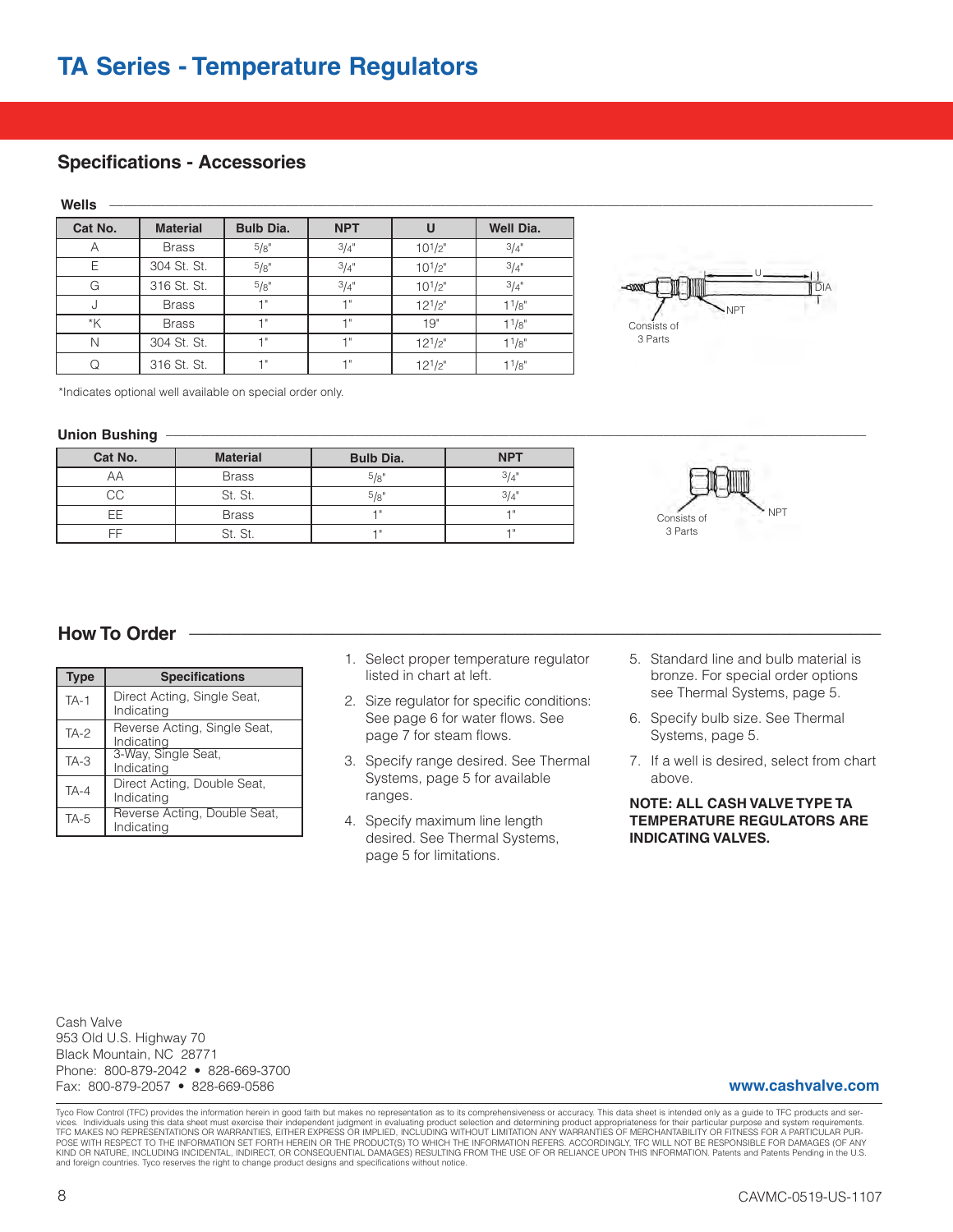# TA Series - Temperature Regulators

## Specifications - Accessories

### Wells

| Cat No. | Material | Bulb Dia. | NPT | U | Well Dia. |
|---|---|---|---|---|---|
| A | Brass | 5/8" | 3/4" | 10 1/2" | 3/4" |
| E | 304 St. St. | 5/8" | 3/4" | 10 1/2" | 3/4" |
| G | 316 St. St. | 5/8" | 3/4" | 10 1/2" | 3/4" |
| J | Brass | 1" | 1" | 12 1/2" | 1 1/8" |
| *K | Brass | 1" | 1" | 19" | 1 1/8" |
| N | 304 St. St. | 1" | 1" | 12 1/2" | 1 1/8" |
| Q | 316 St. St. | 1" | 1" | 12 1/2" | 1 1/8" |

*Indicates optional well available on special order only.

U

DIA

NPT

Consists of 3 Parts

### Union Bushing

| Cat No. | Material | Bulb Dia. | NPT |
|---|---|---|---|
| AA | Brass | 5/8" | 3/4" |
| CC | St. St. | 5/8" | 3/4" |
| EE | Brass | 1" | 1" |
| FF | St. St. | 1" | 1" |

Consists of 3 Parts

NPT

## How To Order

| Type | Specifications |
|---|---|
| TA-1 | Direct Acting, Single Seat, Indicating |
| TA-2 | Reverse Acting, Single Seat, Indicating |
| TA-3 | 3-Way, Single Seat, Indicating |
| TA-4 | Direct Acting, Double Seat, Indicating |
| TA-5 | Reverse Acting, Double Seat, Indicating |

1. Select proper temperature regulator listed in chart at left.
2. Size regulator for specific conditions: See page 6 for water flows. See page 7 for steam flows.
3. Specify range desired. See Thermal Systems, page 5 for available ranges.
4. Specify maximum line length desired. See Thermal Systems, page 5 for limitations.
5. Standard line and bulb material is bronze. For special order options see Thermal Systems, page 5.
6. Specify bulb size. See Thermal Systems, page 5.
7. If a well is desired, select from chart above.

**NOTE: ALL CASH VALVE TYPE TA TEMPERATURE REGULATORS ARE INDICATING VALVES.**

Cash Valve
953 Old U.S. Highway 70
Black Mountain, NC 28771
Phone: 800-879-2042 • 828-669-3700
Fax: 800-879-2057 • 828-669-0586

**www.cashvalve.com**

Tyco Flow Control (TFC) provides the information herein in good faith but makes no representation as to its comprehensiveness or accuracy. This data sheet is intended only as a guide to TFC products and services. Individuals using this data sheet must exercise their independent judgment in evaluating product selection and determining product appropriateness for their particular purpose and system requirements. TFC MAKES NO REPRESENTATIONS OR WARRANTIES, EITHER EXPRESS OR IMPLIED, INCLUDING WITHOUT LIMITATION ANY WARRANTIES OF MERCHANTABILITY OR FITNESS FOR A PARTICULAR PURPOSE WITH RESPECT TO THE INFORMATION SET FORTH HEREIN OR THE PRODUCT(S) TO WHICH THE INFORMATION REFERS. ACCORDINGLY, TFC WILL NOT BE RESPONSIBLE FOR DAMAGES (OF ANY KIND OR NATURE, INCLUDING INCIDENTAL, INDIRECT, OR CONSEQUENTIAL DAMAGES) RESULTING FROM THE USE OF OR RELIANCE UPON THIS INFORMATION. Patents and Patents Pending in the U.S. and foreign countries. Tyco reserves the right to change product designs and specifications without notice.

CAVMC-0519-US-1107